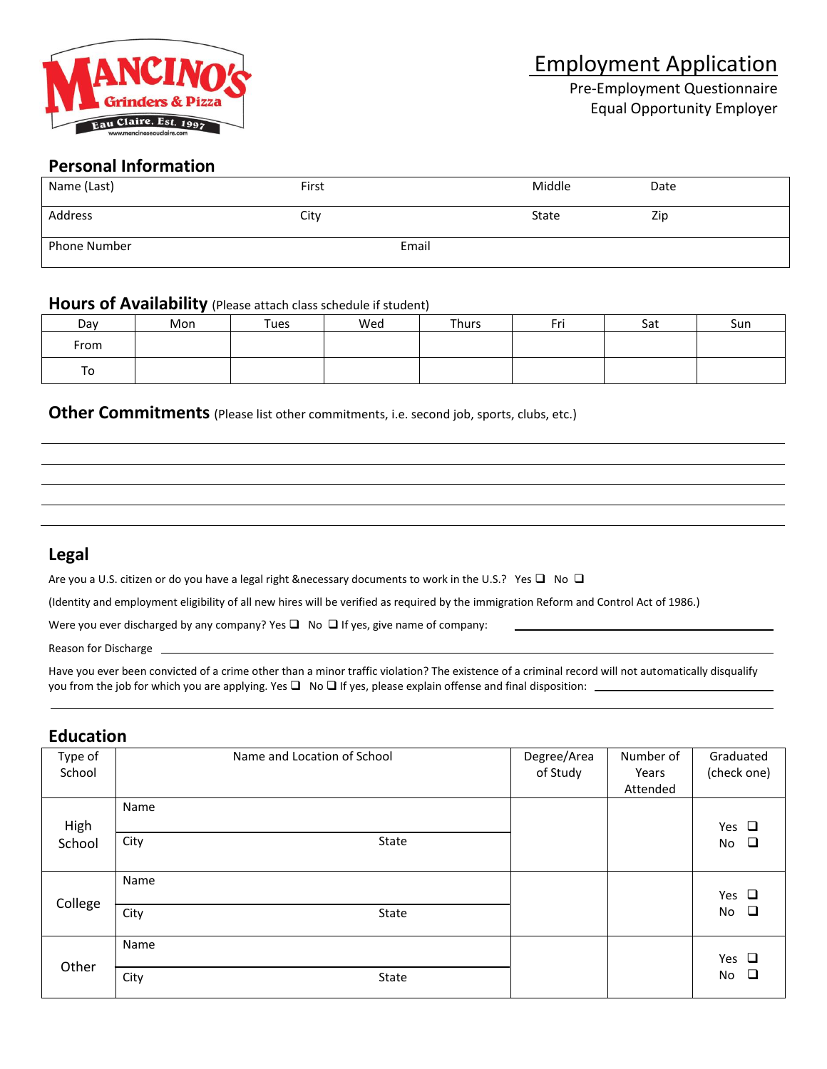MANCINO'S Grinders & Pizza
Eau Claire. Est. 1997
www.mancinoseauclaire.com

# Employment Application

Pre-Employment Questionnaire
Equal Opportunity Employer

## Personal Information

| Name (Last) | First | Middle | Date |
|---|---|---|---|
| Address | City | State | Zip |
| Phone Number | Email | | |

## Hours of Availability (Please attach class schedule if student)

| Day | Mon | Tues | Wed | Thurs | Fri | Sat | Sun |
|---|---|---|---|---|---|---|---|
| From | | | | | | | |
| To | | | | | | | |

## Other Commitments (Please list other commitments, i.e. second job, sports, clubs, etc.)

_______________________________________________

_______________________________________________

_______________________________________________

_______________________________________________

## Legal

Are you a U.S. citizen or do you have a legal right &necessary documents to work in the U.S.? Yes ❑ No ❑

(Identity and employment eligibility of all new hires will be verified as required by the immigration Reform and Control Act of 1986.)

Were you ever discharged by any company? Yes ❑ No ❑ If yes, give name of company: ______________________

Reason for Discharge ______________________

Have you ever been convicted of a crime other than a minor traffic violation? The existence of a criminal record will not automatically disqualify you from the job for which you are applying. Yes ❑ No ❑ If yes, please explain offense and final disposition: ______________________

______________________

## Education

| Type of School | Name and Location of School | | Degree/Area of Study | Number of Years Attended | Graduated (check one) |
|---|---|---|---|---|---|
| High School | Name | | | | Yes ❑ No ❑ |
| | City | State | | | |
| College | Name | | | | Yes ❑ No ❑ |
| | City | State | | | |
| Other | Name | | | | Yes ❑ No ❑ |
| | City | State | | | |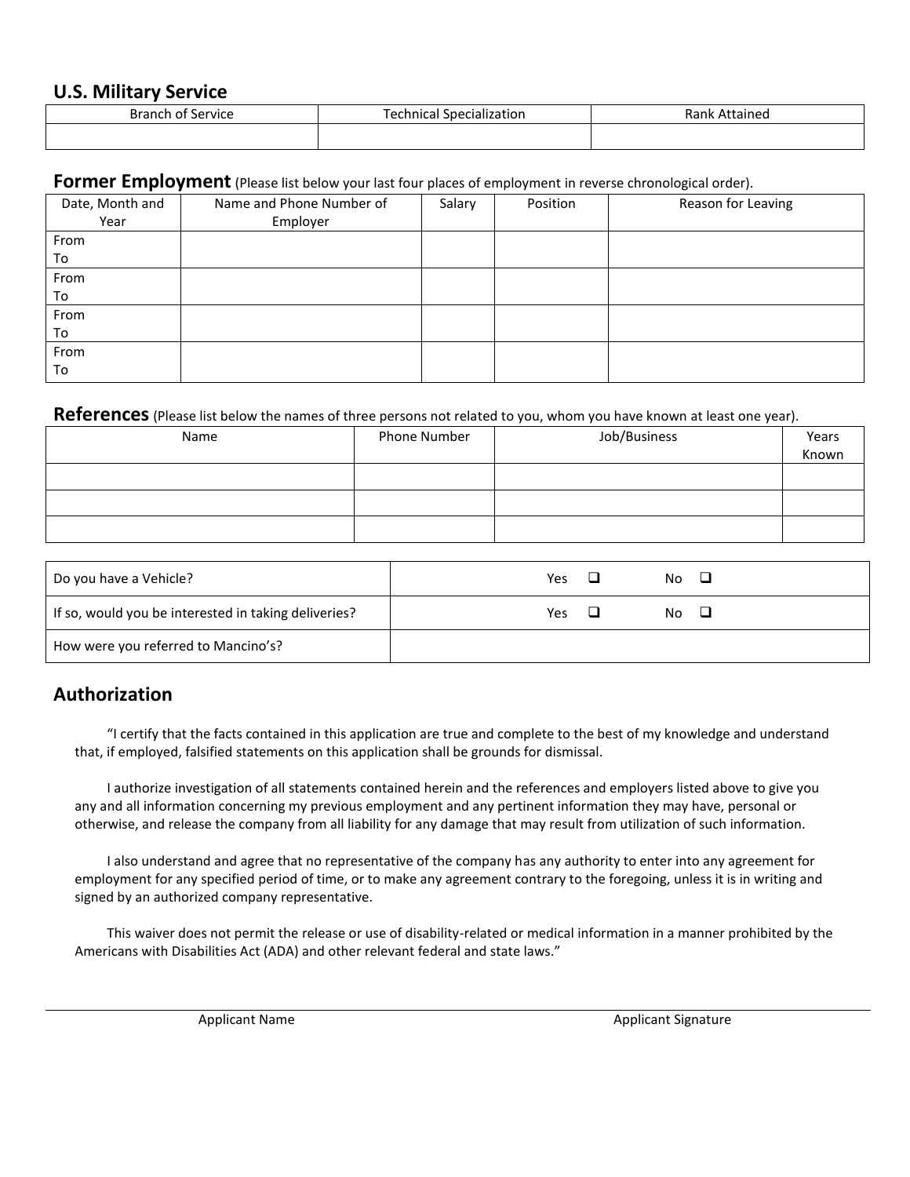## U.S. Military Service

| Branch of Service | Technical Specialization | Rank Attained |
| --- | --- | --- |
| | | |

## Former Employment

(Please list below your last four places of employment in reverse chronological order).

| Date, Month and Year | Name and Phone Number of Employer | Salary | Position | Reason for Leaving |
| --- | --- | --- | --- | --- |
| From<br>To | | | | |
| From<br>To | | | | |
| From<br>To | | | | |
| From<br>To | | | | |

## References

(Please list below the names of three persons not related to you, whom you have known at least one year).

| Name | Phone Number | Job/Business | Years Known |
| --- | --- | --- | --- |
| | | | |
| | | | |
| | | | |

| | |
| --- | --- |
| Do you have a Vehicle? | Yes ☐ No ☐ |
| If so, would you be interested in taking deliveries? | Yes ☐ No ☐ |
| How were you referred to Mancino's? | |

## Authorization

"I certify that the facts contained in this application are true and complete to the best of my knowledge and understand that, if employed, falsified statements on this application shall be grounds for dismissal.

I authorize investigation of all statements contained herein and the references and employers listed above to give you any and all information concerning my previous employment and any pertinent information they may have, personal or otherwise, and release the company from all liability for any damage that may result from utilization of such information.

I also understand and agree that no representative of the company has any authority to enter into any agreement for employment for any specified period of time, or to make any agreement contrary to the foregoing, unless it is in writing and signed by an authorized company representative.

This waiver does not permit the release or use of disability-related or medical information in a manner prohibited by the Americans with Disabilities Act (ADA) and other relevant federal and state laws."

Applicant Name

Applicant Signature